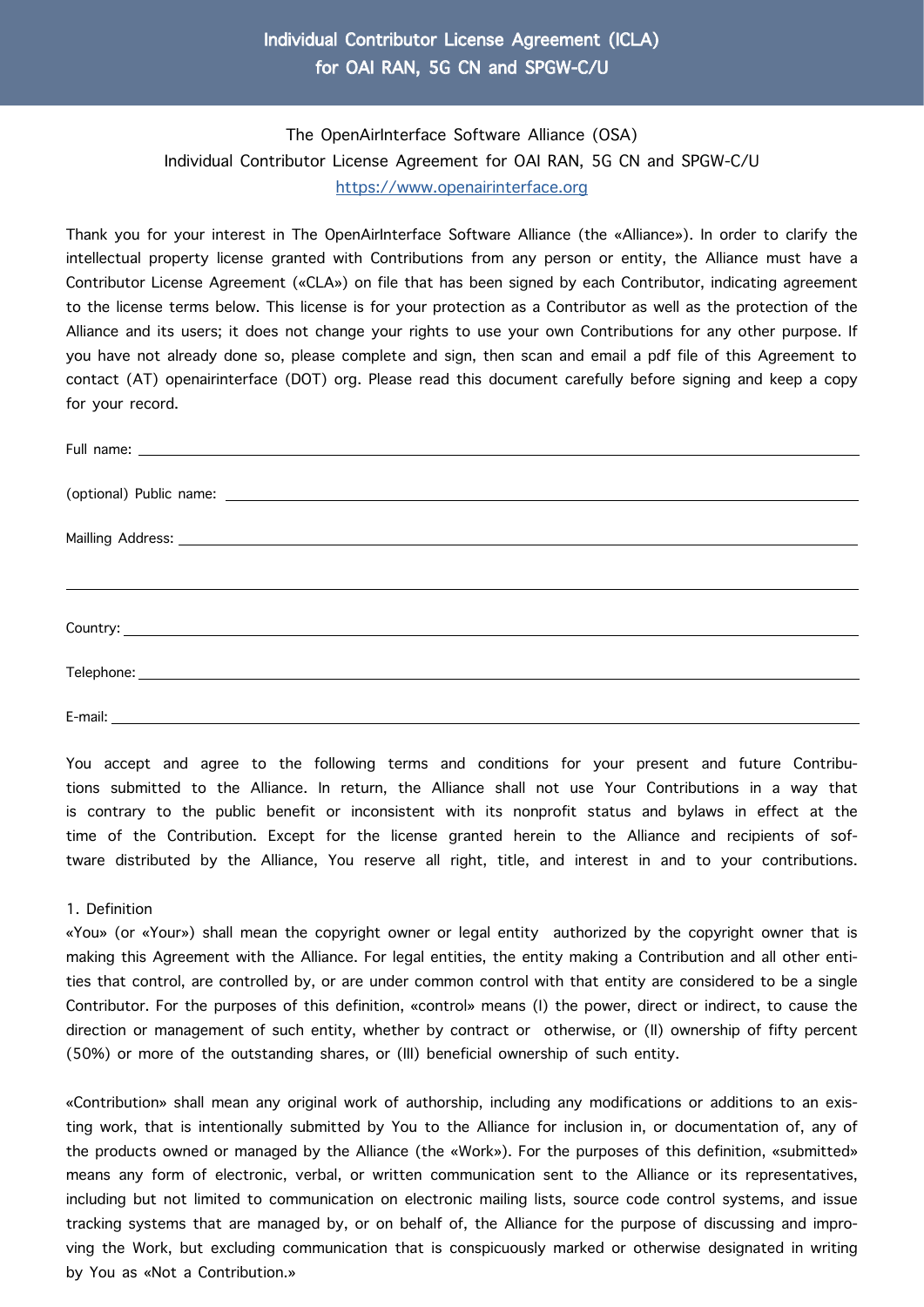# Individual Contributor License Agreement (ICLA) for OAI RAN, 5G CN and SPGW-C/U

The OpenAirInterface Software Alliance (OSA)
Individual Contributor License Agreement for OAI RAN, 5G CN and SPGW-C/U
https://www.openairinterface.org

Thank you for your interest in The OpenAirInterface Software Alliance (the «Alliance»). In order to clarify the intellectual property license granted with Contributions from any person or entity, the Alliance must have a Contributor License Agreement («CLA») on file that has been signed by each Contributor, indicating agreement to the license terms below. This license is for your protection as a Contributor as well as the protection of the Alliance and its users; it does not change your rights to use your own Contributions for any other purpose. If you have not already done so, please complete and sign, then scan and email a pdf file of this Agreement to contact (AT) openairinterface (DOT) org. Please read this document carefully before signing and keep a copy for your record.

Full name: ____________________

(optional) Public name: ____________________

Mailling Address: ____________________

____________________

Country: ____________________

Telephone: ____________________

E-mail: ____________________

You accept and agree to the following terms and conditions for your present and future Contributions submitted to the Alliance. In return, the Alliance shall not use Your Contributions in a way that is contrary to the public benefit or inconsistent with its nonprofit status and bylaws in effect at the time of the Contribution. Except for the license granted herein to the Alliance and recipients of software distributed by the Alliance, You reserve all right, title, and interest in and to your contributions.

1. Definition
«You» (or «Your») shall mean the copyright owner or legal entity authorized by the copyright owner that is making this Agreement with the Alliance. For legal entities, the entity making a Contribution and all other entities that control, are controlled by, or are under common control with that entity are considered to be a single Contributor. For the purposes of this definition, «control» means (I) the power, direct or indirect, to cause the direction or management of such entity, whether by contract or otherwise, or (II) ownership of fifty percent (50%) or more of the outstanding shares, or (III) beneficial ownership of such entity.

«Contribution» shall mean any original work of authorship, including any modifications or additions to an existing work, that is intentionally submitted by You to the Alliance for inclusion in, or documentation of, any of the products owned or managed by the Alliance (the «Work»). For the purposes of this definition, «submitted» means any form of electronic, verbal, or written communication sent to the Alliance or its representatives, including but not limited to communication on electronic mailing lists, source code control systems, and issue tracking systems that are managed by, or on behalf of, the Alliance for the purpose of discussing and improving the Work, but excluding communication that is conspicuously marked or otherwise designated in writing by You as «Not a Contribution.»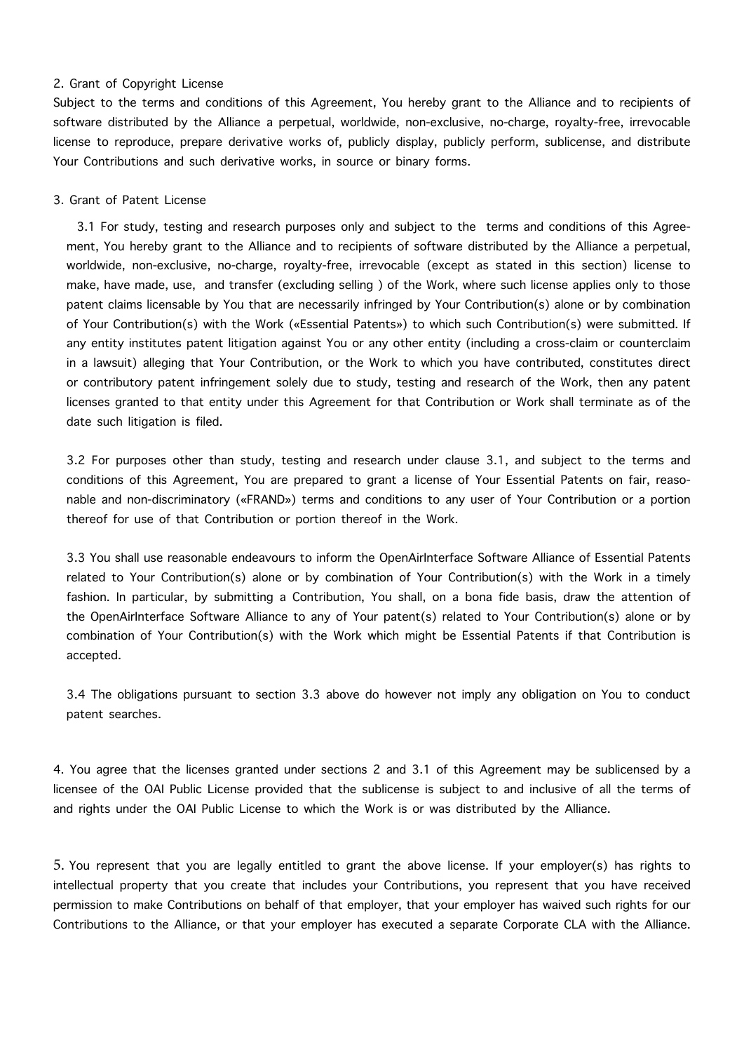2. Grant of Copyright License

Subject to the terms and conditions of this Agreement, You hereby grant to the Alliance and to recipients of software distributed by the Alliance a perpetual, worldwide, non-exclusive, no-charge, royalty-free, irrevocable license to reproduce, prepare derivative works of, publicly display, publicly perform, sublicense, and distribute Your Contributions and such derivative works, in source or binary forms.

3. Grant of Patent License

3.1 For study, testing and research purposes only and subject to the terms and conditions of this Agreement, You hereby grant to the Alliance and to recipients of software distributed by the Alliance a perpetual, worldwide, non-exclusive, no-charge, royalty-free, irrevocable (except as stated in this section) license to make, have made, use, and transfer (excluding selling ) of the Work, where such license applies only to those patent claims licensable by You that are necessarily infringed by Your Contribution(s) alone or by combination of Your Contribution(s) with the Work («Essential Patents») to which such Contribution(s) were submitted. If any entity institutes patent litigation against You or any other entity (including a cross-claim or counterclaim in a lawsuit) alleging that Your Contribution, or the Work to which you have contributed, constitutes direct or contributory patent infringement solely due to study, testing and research of the Work, then any patent licenses granted to that entity under this Agreement for that Contribution or Work shall terminate as of the date such litigation is filed.

3.2 For purposes other than study, testing and research under clause 3.1, and subject to the terms and conditions of this Agreement, You are prepared to grant a license of Your Essential Patents on fair, reasonable and non-discriminatory («FRAND») terms and conditions to any user of Your Contribution or a portion thereof for use of that Contribution or portion thereof in the Work.

3.3 You shall use reasonable endeavours to inform the OpenAirInterface Software Alliance of Essential Patents related to Your Contribution(s) alone or by combination of Your Contribution(s) with the Work in a timely fashion. In particular, by submitting a Contribution, You shall, on a bona fide basis, draw the attention of the OpenAirInterface Software Alliance to any of Your patent(s) related to Your Contribution(s) alone or by combination of Your Contribution(s) with the Work which might be Essential Patents if that Contribution is accepted.

3.4 The obligations pursuant to section 3.3 above do however not imply any obligation on You to conduct patent searches.

4. You agree that the licenses granted under sections 2 and 3.1 of this Agreement may be sublicensed by a licensee of the OAI Public License provided that the sublicense is subject to and inclusive of all the terms of and rights under the OAI Public License to which the Work is or was distributed by the Alliance.

5. You represent that you are legally entitled to grant the above license. If your employer(s) has rights to intellectual property that you create that includes your Contributions, you represent that you have received permission to make Contributions on behalf of that employer, that your employer has waived such rights for our Contributions to the Alliance, or that your employer has executed a separate Corporate CLA with the Alliance.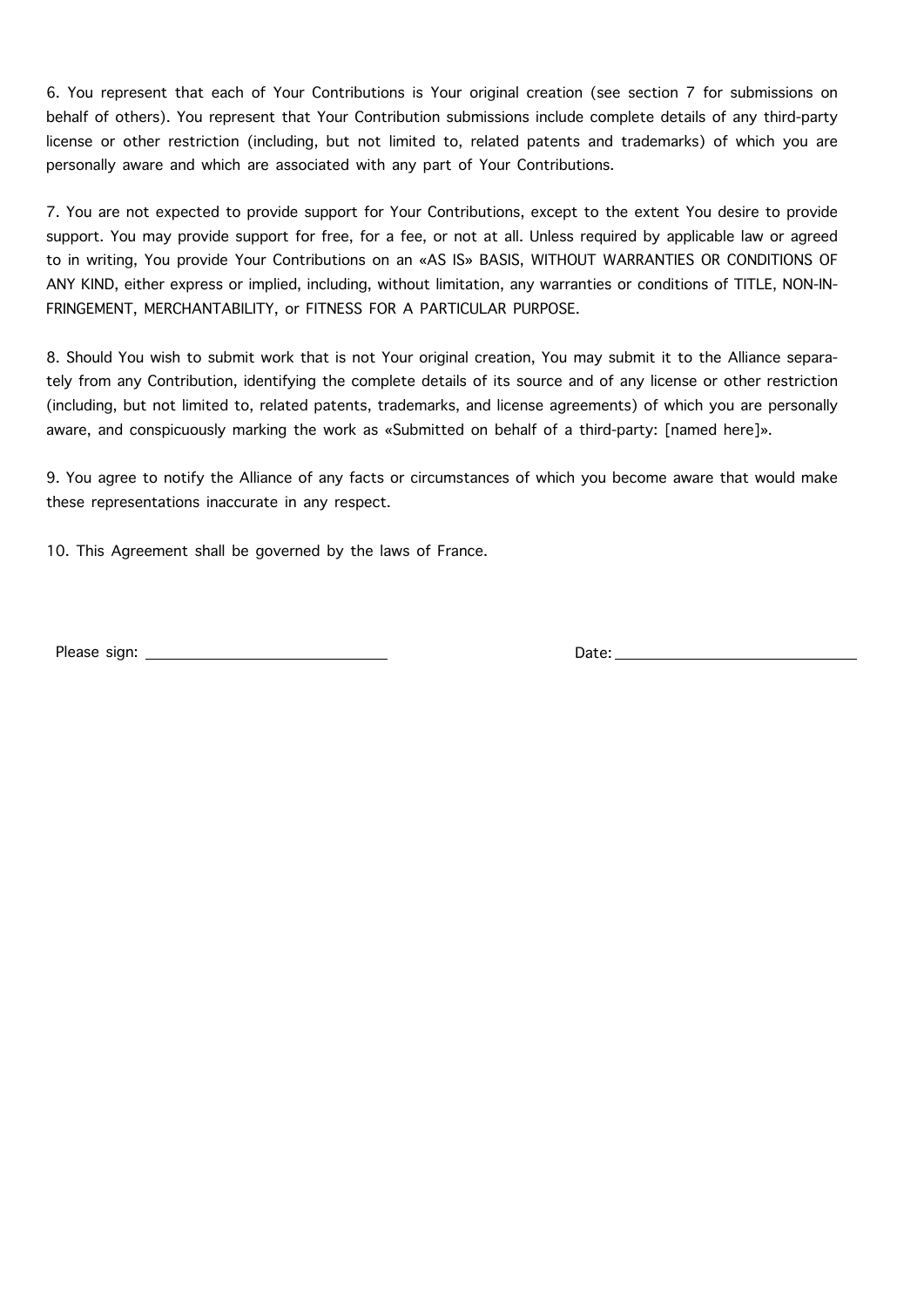6. You represent that each of Your Contributions is Your original creation (see section 7 for submissions on behalf of others). You represent that Your Contribution submissions include complete details of any third-party license or other restriction (including, but not limited to, related patents and trademarks) of which you are personally aware and which are associated with any part of Your Contributions.

7. You are not expected to provide support for Your Contributions, except to the extent You desire to provide support. You may provide support for free, for a fee, or not at all. Unless required by applicable law or agreed to in writing, You provide Your Contributions on an «AS IS» BASIS, WITHOUT WARRANTIES OR CONDITIONS OF ANY KIND, either express or implied, including, without limitation, any warranties or conditions of TITLE, NON-INFRINGEMENT, MERCHANTABILITY, or FITNESS FOR A PARTICULAR PURPOSE.

8. Should You wish to submit work that is not Your original creation, You may submit it to the Alliance separately from any Contribution, identifying the complete details of its source and of any license or other restriction (including, but not limited to, related patents, trademarks, and license agreements) of which you are personally aware, and conspicuously marking the work as «Submitted on behalf of a third-party: [named here]».

9. You agree to notify the Alliance of any facts or circumstances of which you become aware that would make these representations inaccurate in any respect.

10. This Agreement shall be governed by the laws of France.

Please sign: ____________________________ Date: ____________________________